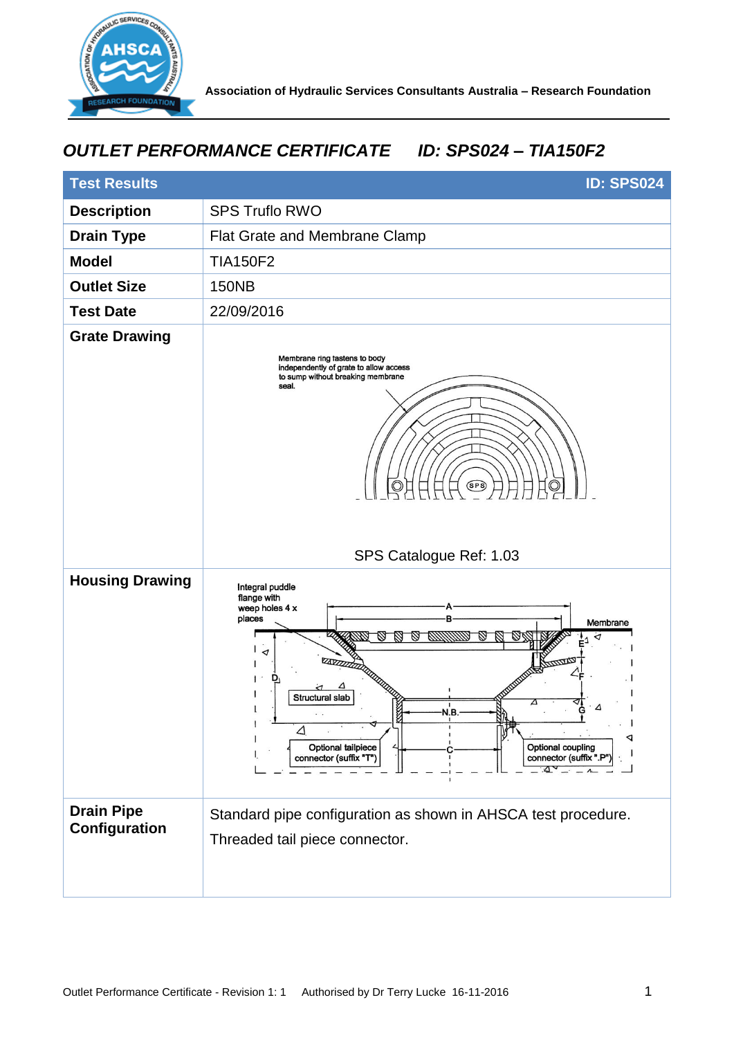Association of Hydraulic Services Consultants Australia – Research Foundation

# *OUTLET PERFORMANCE CERTIFICATE ID: SPS024 – TIA150F2*

| Test Results | ID: SPS024 |
|---|---|
| **Description** | SPS Truflo RWO |
| **Drain Type** | Flat Grate and Membrane Clamp |
| **Model** | TIA150F2 |
| **Outlet Size** | 150NB |
| **Test Date** | 22/09/2016 |
| **Grate Drawing** | Membrane ring fastens to body independently of grate to allow access to sump without breaking membrane seal. SPS Catalogue Ref: 1.03 |
| **Housing Drawing** | Integral puddle flange with weep holes 4 x places; Membrane; Structural slab; Optional tailpiece connector (suffix "T"); Optional coupling connector (suffix ".P"); A; B; C; D; E; F; G; N.B. |
| **Drain Pipe Configuration** | Standard pipe configuration as shown in AHSCA test procedure. Threaded tail piece connector. |

Outlet Performance Certificate - Revision 1: 1 Authorised by Dr Terry Lucke 16-11-2016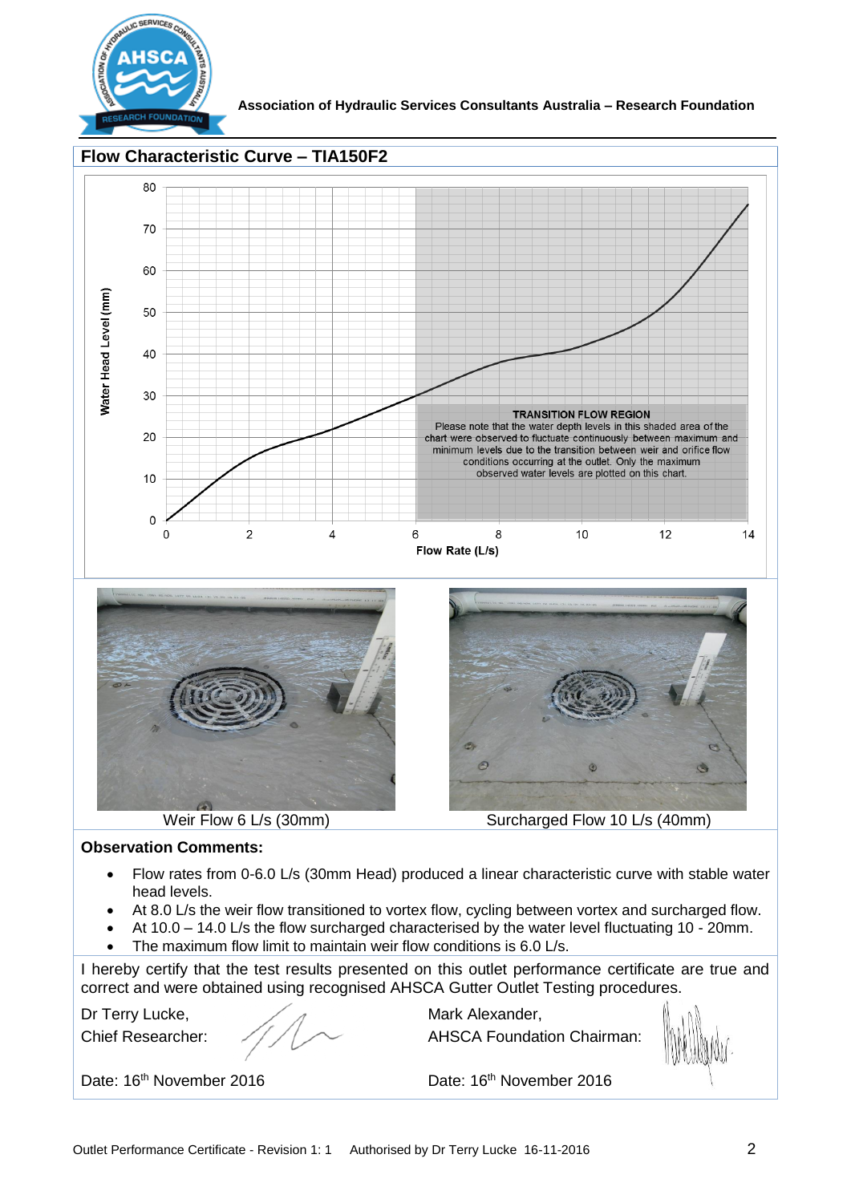Association of Hydraulic Services Consultants Australia – Research Foundation

## Flow Characteristic Curve – TIA150F2

Water Head Level (mm)

80
70
60
50
40
30
20
10
0

0 2 4 6 8 10 12 14

Flow Rate (L/s)

**TRANSITION FLOW REGION**
Please note that the water depth levels in this shaded area of the chart were observed to fluctuate continuously between maximum and minimum levels due to the transition between weir and orifice flow conditions occurring at the outlet. Only the maximum observed water levels are plotted on this chart.

Weir Flow 6 L/s (30mm)

Surcharged Flow 10 L/s (40mm)

**Observation Comments:**

- Flow rates from 0-6.0 L/s (30mm Head) produced a linear characteristic curve with stable water head levels.
- At 8.0 L/s the weir flow transitioned to vortex flow, cycling between vortex and surcharged flow.
- At 10.0 – 14.0 L/s the flow surcharged characterised by the water level fluctuating 10 - 20mm.
- The maximum flow limit to maintain weir flow conditions is 6.0 L/s.

I hereby certify that the test results presented on this outlet performance certificate are true and correct and were obtained using recognised AHSCA Gutter Outlet Testing procedures.

Dr Terry Lucke,
Chief Researcher:

Date: 16th November 2016

Mark Alexander,
AHSCA Foundation Chairman:

Date: 16th November 2016